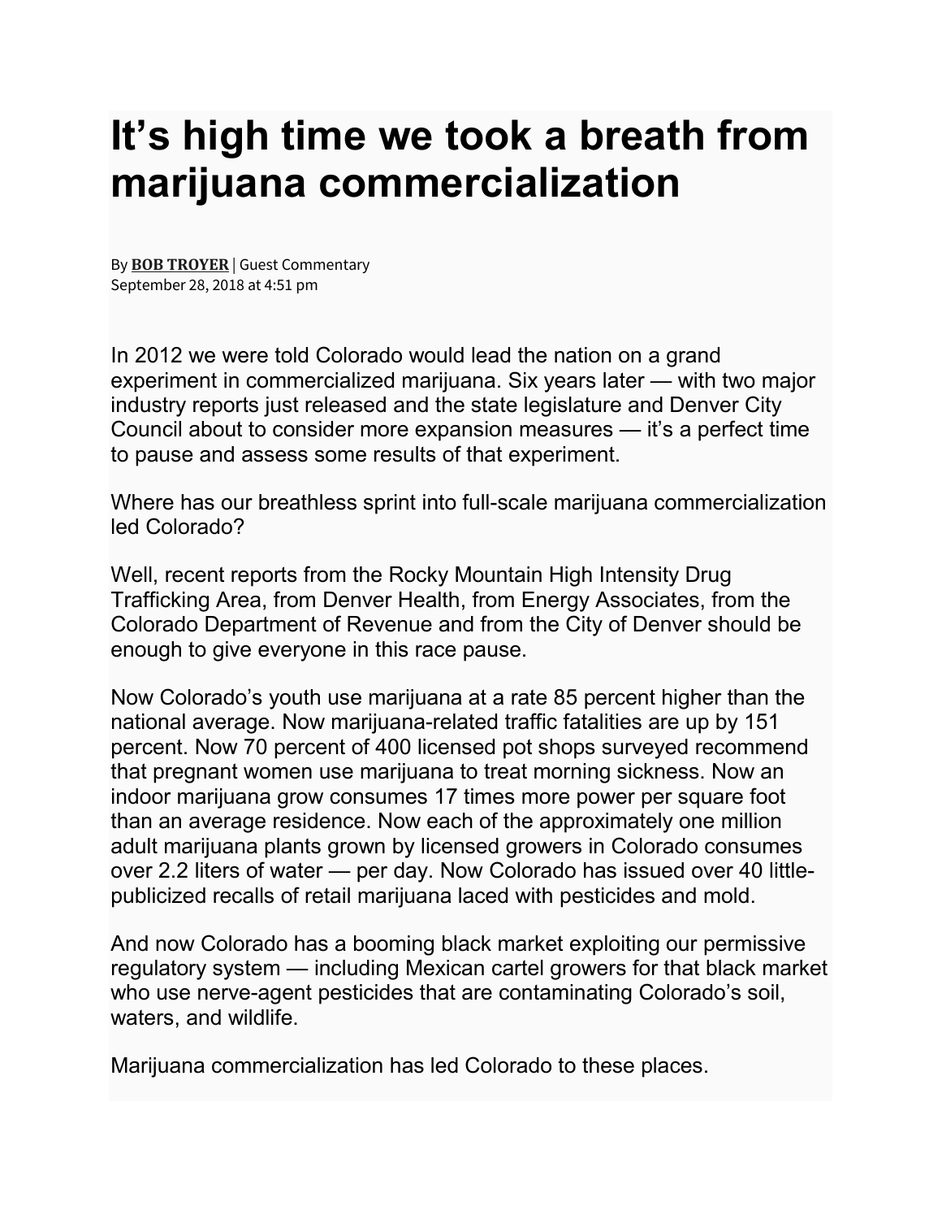# It’s high time we took a breath from marijuana commercialization

By **BOB TROYER** | Guest Commentary
September 28, 2018 at 4:51 pm

In 2012 we were told Colorado would lead the nation on a grand experiment in commercialized marijuana. Six years later — with two major industry reports just released and the state legislature and Denver City Council about to consider more expansion measures — it’s a perfect time to pause and assess some results of that experiment.

Where has our breathless sprint into full-scale marijuana commercialization led Colorado?

Well, recent reports from the Rocky Mountain High Intensity Drug Trafficking Area, from Denver Health, from Energy Associates, from the Colorado Department of Revenue and from the City of Denver should be enough to give everyone in this race pause.

Now Colorado’s youth use marijuana at a rate 85 percent higher than the national average. Now marijuana-related traffic fatalities are up by 151 percent. Now 70 percent of 400 licensed pot shops surveyed recommend that pregnant women use marijuana to treat morning sickness. Now an indoor marijuana grow consumes 17 times more power per square foot than an average residence. Now each of the approximately one million adult marijuana plants grown by licensed growers in Colorado consumes over 2.2 liters of water — per day. Now Colorado has issued over 40 little-publicized recalls of retail marijuana laced with pesticides and mold.

And now Colorado has a booming black market exploiting our permissive regulatory system — including Mexican cartel growers for that black market who use nerve-agent pesticides that are contaminating Colorado’s soil, waters, and wildlife.

Marijuana commercialization has led Colorado to these places.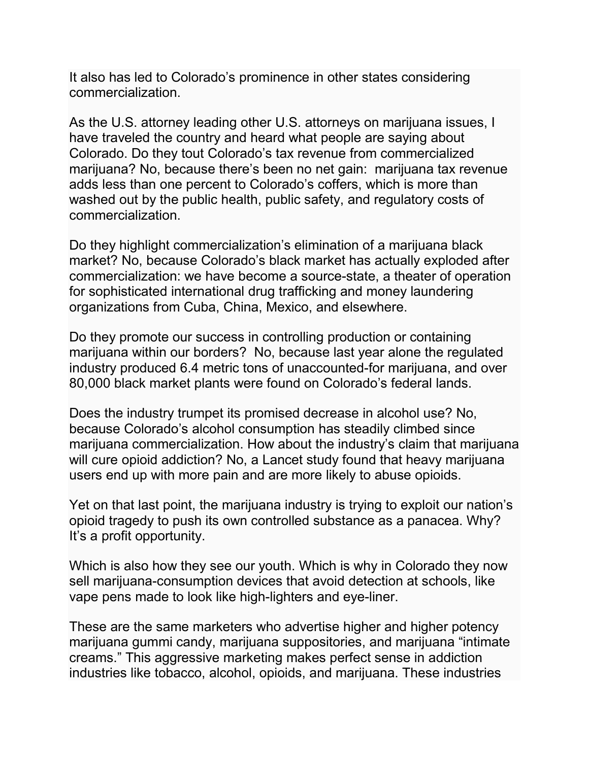It also has led to Colorado's prominence in other states considering commercialization.

As the U.S. attorney leading other U.S. attorneys on marijuana issues, I have traveled the country and heard what people are saying about Colorado. Do they tout Colorado's tax revenue from commercialized marijuana? No, because there's been no net gain: marijuana tax revenue adds less than one percent to Colorado's coffers, which is more than washed out by the public health, public safety, and regulatory costs of commercialization.

Do they highlight commercialization's elimination of a marijuana black market? No, because Colorado's black market has actually exploded after commercialization: we have become a source-state, a theater of operation for sophisticated international drug trafficking and money laundering organizations from Cuba, China, Mexico, and elsewhere.

Do they promote our success in controlling production or containing marijuana within our borders? No, because last year alone the regulated industry produced 6.4 metric tons of unaccounted-for marijuana, and over 80,000 black market plants were found on Colorado's federal lands.

Does the industry trumpet its promised decrease in alcohol use? No, because Colorado's alcohol consumption has steadily climbed since marijuana commercialization. How about the industry's claim that marijuana will cure opioid addiction? No, a Lancet study found that heavy marijuana users end up with more pain and are more likely to abuse opioids.

Yet on that last point, the marijuana industry is trying to exploit our nation's opioid tragedy to push its own controlled substance as a panacea. Why? It's a profit opportunity.

Which is also how they see our youth. Which is why in Colorado they now sell marijuana-consumption devices that avoid detection at schools, like vape pens made to look like high-lighters and eye-liner.

These are the same marketers who advertise higher and higher potency marijuana gummi candy, marijuana suppositories, and marijuana "intimate creams." This aggressive marketing makes perfect sense in addiction industries like tobacco, alcohol, opioids, and marijuana. These industries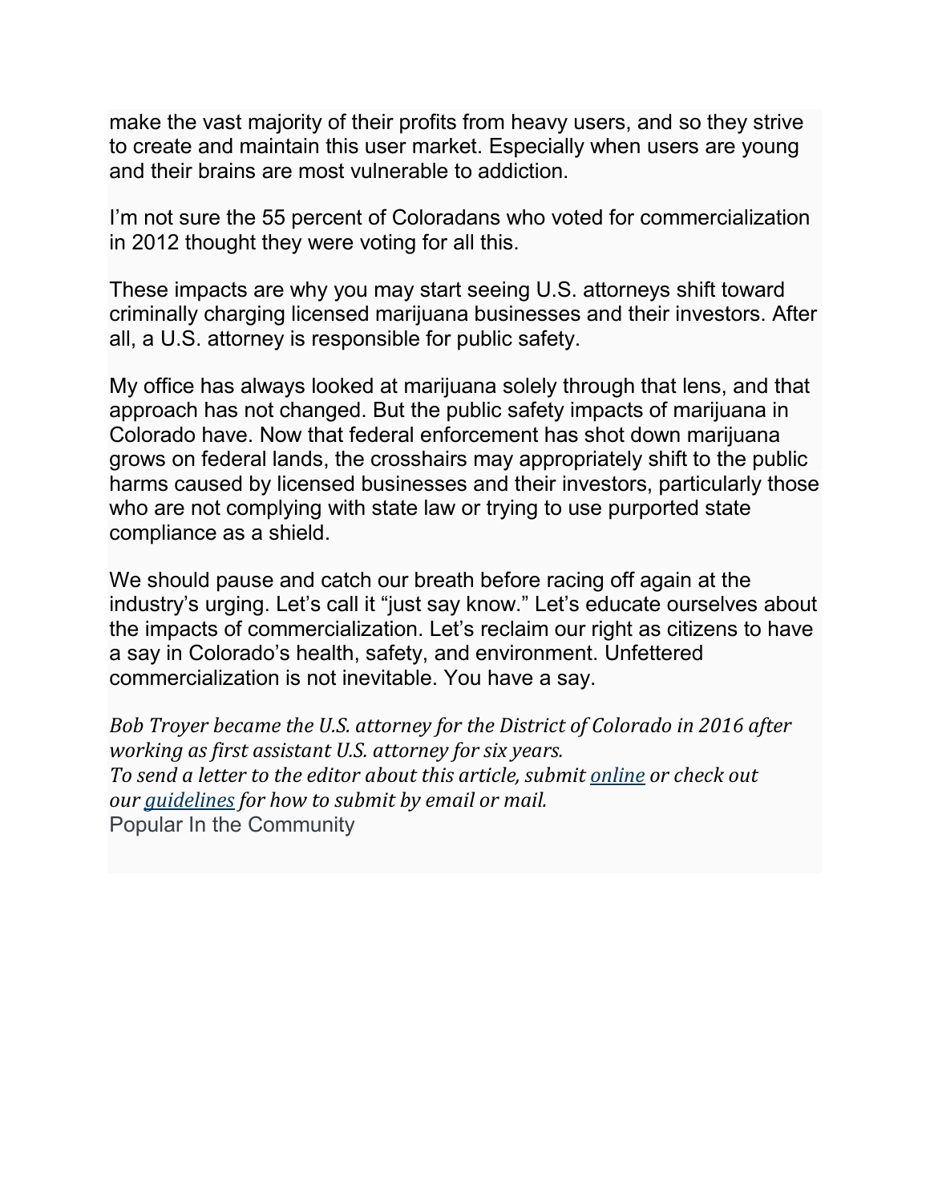make the vast majority of their profits from heavy users, and so they strive to create and maintain this user market. Especially when users are young and their brains are most vulnerable to addiction.

I'm not sure the 55 percent of Coloradans who voted for commercialization in 2012 thought they were voting for all this.

These impacts are why you may start seeing U.S. attorneys shift toward criminally charging licensed marijuana businesses and their investors. After all, a U.S. attorney is responsible for public safety.

My office has always looked at marijuana solely through that lens, and that approach has not changed. But the public safety impacts of marijuana in Colorado have. Now that federal enforcement has shot down marijuana grows on federal lands, the crosshairs may appropriately shift to the public harms caused by licensed businesses and their investors, particularly those who are not complying with state law or trying to use purported state compliance as a shield.

We should pause and catch our breath before racing off again at the industry's urging. Let's call it "just say know." Let's educate ourselves about the impacts of commercialization. Let's reclaim our right as citizens to have a say in Colorado's health, safety, and environment. Unfettered commercialization is not inevitable. You have a say.

*Bob Troyer became the U.S. attorney for the District of Colorado in 2016 after working as first assistant U.S. attorney for six years.*
*To send a letter to the editor about this article, submit online or check out our guidelines for how to submit by email or mail.*

Popular In the Community